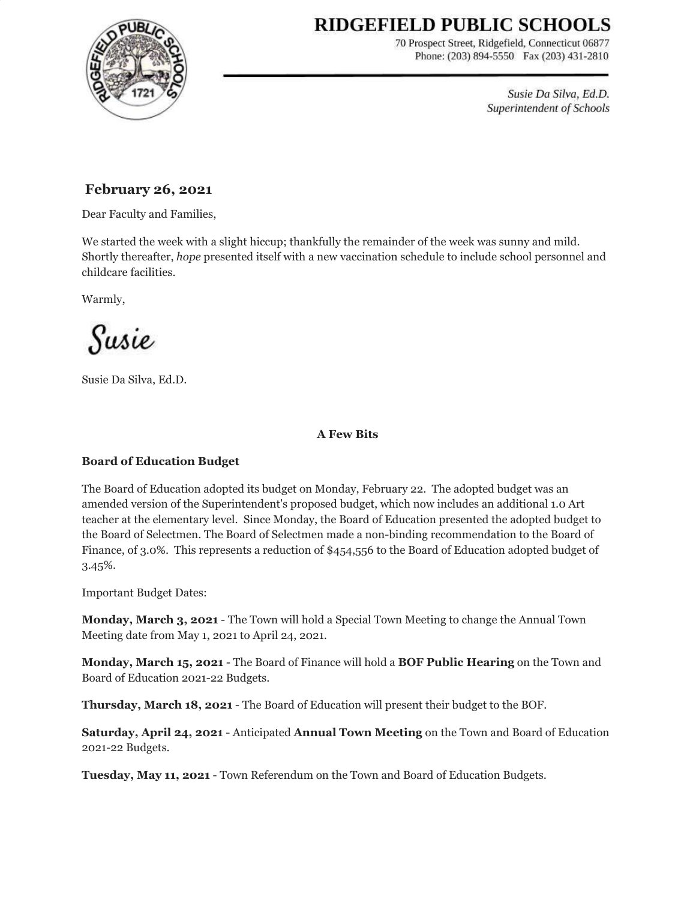# RIDGEFIELD PUBLIC SCHOOLS

70 Prospect Street, Ridgefield, Connecticut 06877
Phone: (203) 894-5550 Fax (203) 431-2810

*Susie Da Silva, Ed.D.*
*Superintendent of Schools*

**February 26, 2021**

Dear Faculty and Families,

We started the week with a slight hiccup; thankfully the remainder of the week was sunny and mild. Shortly thereafter, *hope* presented itself with a new vaccination schedule to include school personnel and childcare facilities.

Warmly,

Susie

Susie Da Silva, Ed.D.

**A Few Bits**

**Board of Education Budget**

The Board of Education adopted its budget on Monday, February 22. The adopted budget was an amended version of the Superintendent's proposed budget, which now includes an additional 1.0 Art teacher at the elementary level. Since Monday, the Board of Education presented the adopted budget to the Board of Selectmen. The Board of Selectmen made a non-binding recommendation to the Board of Finance, of 3.0%. This represents a reduction of $454,556 to the Board of Education adopted budget of 3.45%.

Important Budget Dates:

**Monday, March 3, 2021** - The Town will hold a Special Town Meeting to change the Annual Town Meeting date from May 1, 2021 to April 24, 2021.

**Monday, March 15, 2021** - The Board of Finance will hold a **BOF Public Hearing** on the Town and Board of Education 2021-22 Budgets.

**Thursday, March 18, 2021** - The Board of Education will present their budget to the BOF.

**Saturday, April 24, 2021** - Anticipated **Annual Town Meeting** on the Town and Board of Education 2021-22 Budgets.

**Tuesday, May 11, 2021** - Town Referendum on the Town and Board of Education Budgets.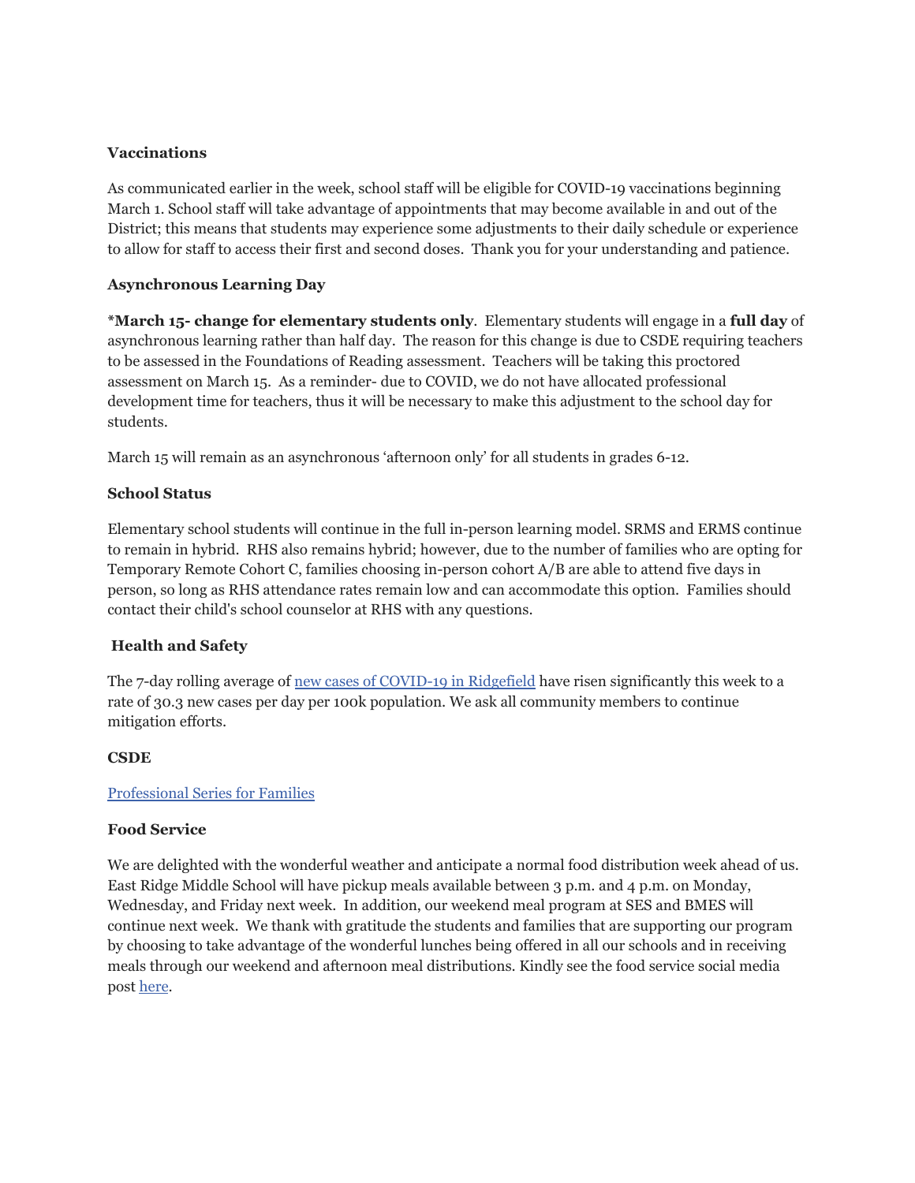**Vaccinations**

As communicated earlier in the week, school staff will be eligible for COVID-19 vaccinations beginning March 1. School staff will take advantage of appointments that may become available in and out of the District; this means that students may experience some adjustments to their daily schedule or experience to allow for staff to access their first and second doses. Thank you for your understanding and patience.

**Asynchronous Learning Day**

***March 15- change for elementary students only**. Elementary students will engage in a **full day** of asynchronous learning rather than half day. The reason for this change is due to CSDE requiring teachers to be assessed in the Foundations of Reading assessment. Teachers will be taking this proctored assessment on March 15. As a reminder- due to COVID, we do not have allocated professional development time for teachers, thus it will be necessary to make this adjustment to the school day for students.

March 15 will remain as an asynchronous 'afternoon only' for all students in grades 6-12.

**School Status**

Elementary school students will continue in the full in-person learning model. SRMS and ERMS continue to remain in hybrid. RHS also remains hybrid; however, due to the number of families who are opting for Temporary Remote Cohort C, families choosing in-person cohort A/B are able to attend five days in person, so long as RHS attendance rates remain low and can accommodate this option. Families should contact their child's school counselor at RHS with any questions.

**Health and Safety**

The 7-day rolling average of [new cases of COVID-19 in Ridgefield] have risen significantly this week to a rate of 30.3 new cases per day per 100k population. We ask all community members to continue mitigation efforts.

**CSDE**

[Professional Series for Families]

**Food Service**

We are delighted with the wonderful weather and anticipate a normal food distribution week ahead of us. East Ridge Middle School will have pickup meals available between 3 p.m. and 4 p.m. on Monday, Wednesday, and Friday next week. In addition, our weekend meal program at SES and BMES will continue next week. We thank with gratitude the students and families that are supporting our program by choosing to take advantage of the wonderful lunches being offered in all our schools and in receiving meals through our weekend and afternoon meal distributions. Kindly see the food service social media post [here].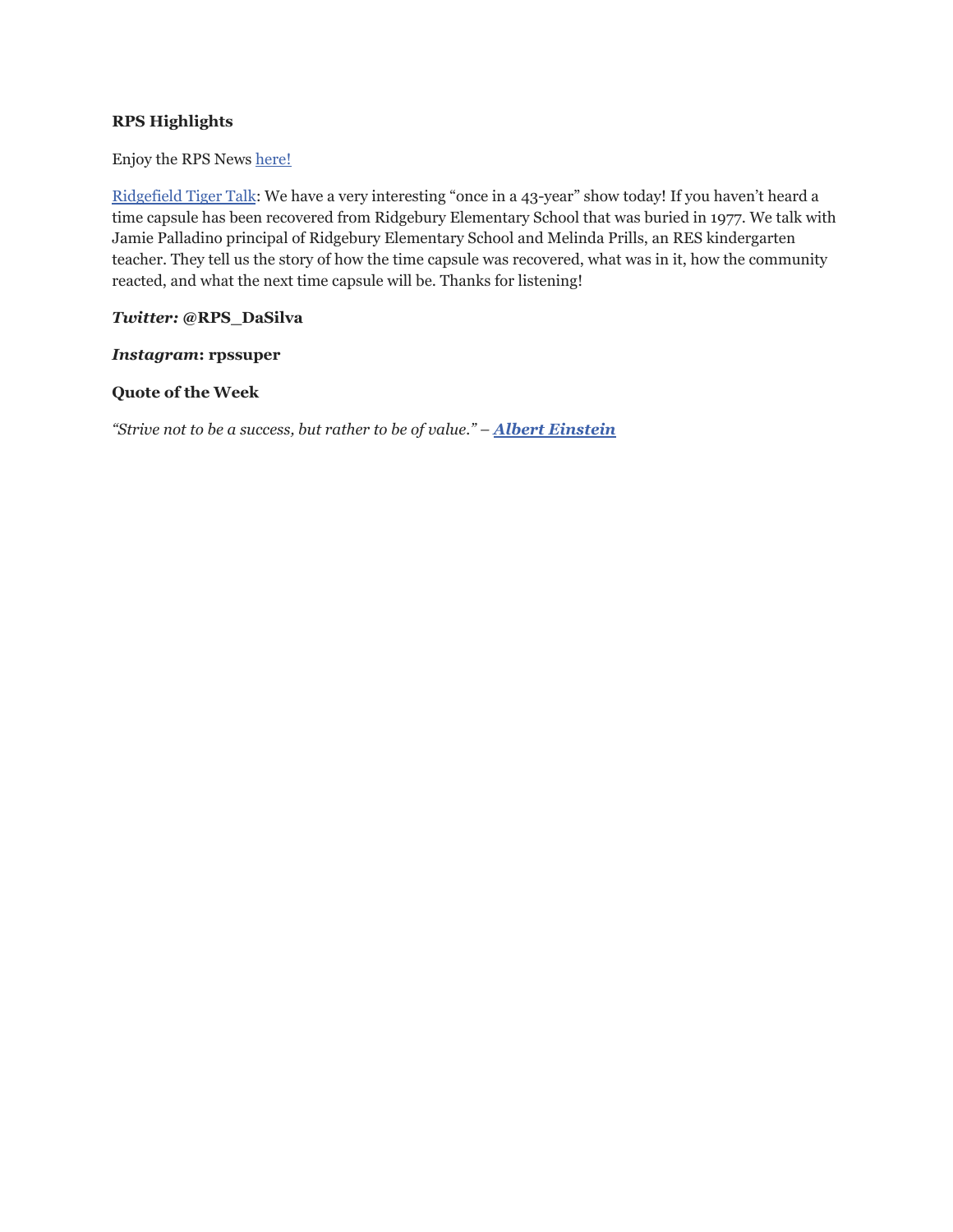**RPS Highlights**

Enjoy the RPS News here!

Ridgefield Tiger Talk: We have a very interesting "once in a 43-year" show today! If you haven't heard a time capsule has been recovered from Ridgebury Elementary School that was buried in 1977. We talk with Jamie Palladino principal of Ridgebury Elementary School and Melinda Prills, an RES kindergarten teacher. They tell us the story of how the time capsule was recovered, what was in it, how the community reacted, and what the next time capsule will be. Thanks for listening!

***Twitter:* @RPS_DaSilva**

***Instagram*: rpssuper**

**Quote of the Week**

*"Strive not to be a success, but rather to be of value." –* ***Albert Einstein***